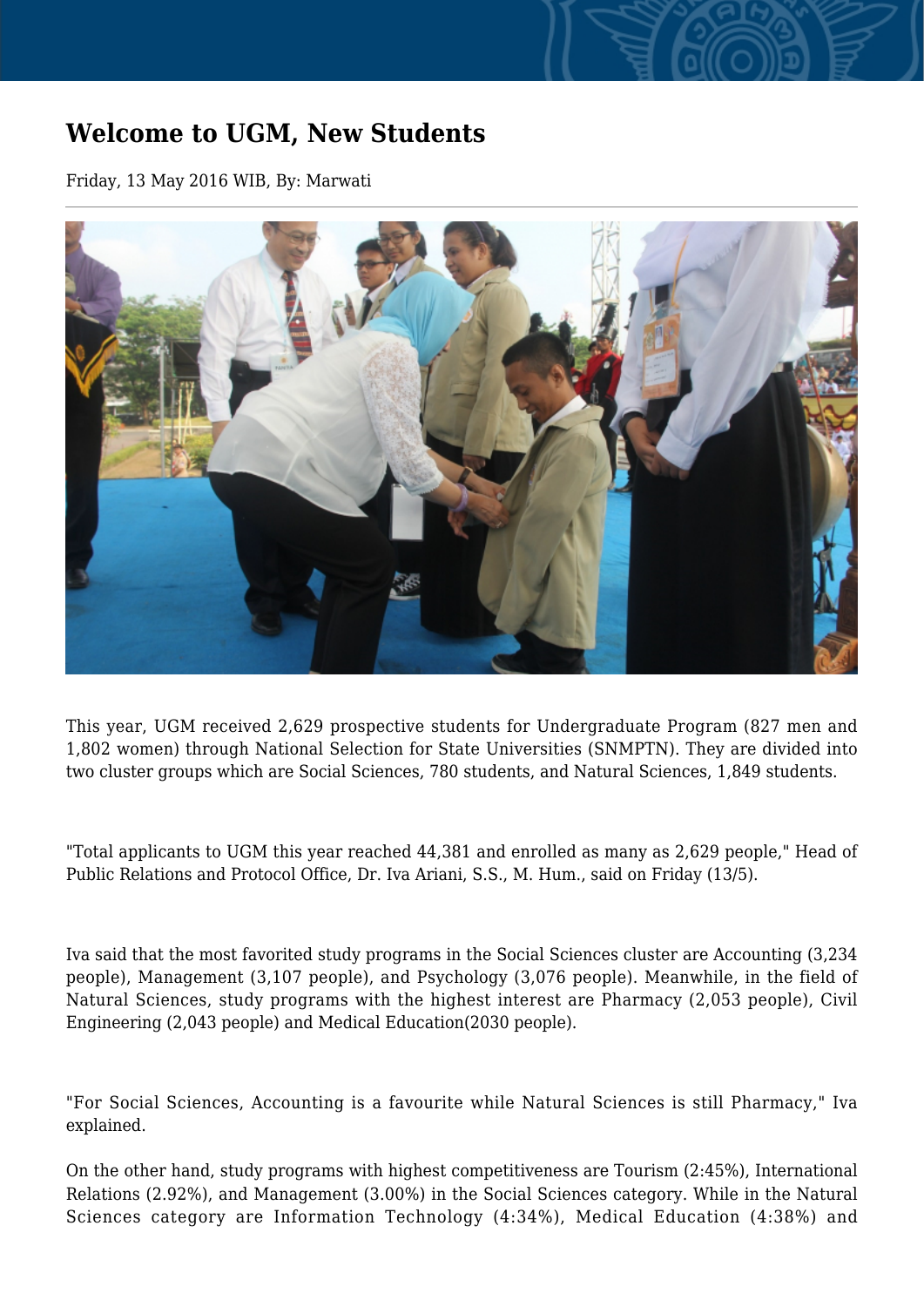# Welcome to UGM, New Students

Friday, 13 May 2016 WIB, By: Marwati

---

This year, UGM received 2,629 prospective students for Undergraduate Program (827 men and 1,802 women) through National Selection for State Universities (SNMPTN). They are divided into two cluster groups which are Social Sciences, 780 students, and Natural Sciences, 1,849 students.

"Total applicants to UGM this year reached 44,381 and enrolled as many as 2,629 people," Head of Public Relations and Protocol Office, Dr. Iva Ariani, S.S., M. Hum., said on Friday (13/5).

Iva said that the most favorited study programs in the Social Sciences cluster are Accounting (3,234 people), Management (3,107 people), and Psychology (3,076 people). Meanwhile, in the field of Natural Sciences, study programs with the highest interest are Pharmacy (2,053 people), Civil Engineering (2,043 people) and Medical Education(2030 people).

"For Social Sciences, Accounting is a favourite while Natural Sciences is still Pharmacy," Iva explained.

On the other hand, study programs with highest competitiveness are Tourism (2:45%), International Relations (2.92%), and Management (3.00%) in the Social Sciences category. While in the Natural Sciences category are Information Technology (4:34%), Medical Education (4:38%) and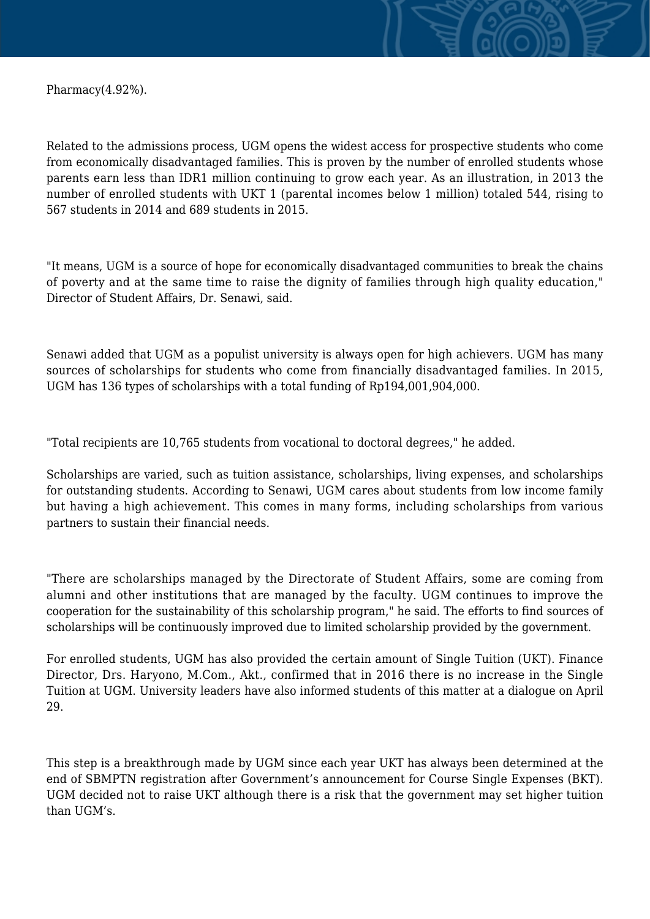Pharmacy(4.92%).

Related to the admissions process, UGM opens the widest access for prospective students who come from economically disadvantaged families. This is proven by the number of enrolled students whose parents earn less than IDR1 million continuing to grow each year. As an illustration, in 2013 the number of enrolled students with UKT 1 (parental incomes below 1 million) totaled 544, rising to 567 students in 2014 and 689 students in 2015.

"It means, UGM is a source of hope for economically disadvantaged communities to break the chains of poverty and at the same time to raise the dignity of families through high quality education," Director of Student Affairs, Dr. Senawi, said.

Senawi added that UGM as a populist university is always open for high achievers. UGM has many sources of scholarships for students who come from financially disadvantaged families. In 2015, UGM has 136 types of scholarships with a total funding of Rp194,001,904,000.

"Total recipients are 10,765 students from vocational to doctoral degrees," he added.

Scholarships are varied, such as tuition assistance, scholarships, living expenses, and scholarships for outstanding students. According to Senawi, UGM cares about students from low income family but having a high achievement. This comes in many forms, including scholarships from various partners to sustain their financial needs.

"There are scholarships managed by the Directorate of Student Affairs, some are coming from alumni and other institutions that are managed by the faculty. UGM continues to improve the cooperation for the sustainability of this scholarship program," he said. The efforts to find sources of scholarships will be continuously improved due to limited scholarship provided by the government.

For enrolled students, UGM has also provided the certain amount of Single Tuition (UKT). Finance Director, Drs. Haryono, M.Com., Akt., confirmed that in 2016 there is no increase in the Single Tuition at UGM. University leaders have also informed students of this matter at a dialogue on April 29.

This step is a breakthrough made by UGM since each year UKT has always been determined at the end of SBMPTN registration after Government's announcement for Course Single Expenses (BKT). UGM decided not to raise UKT although there is a risk that the government may set higher tuition than UGM's.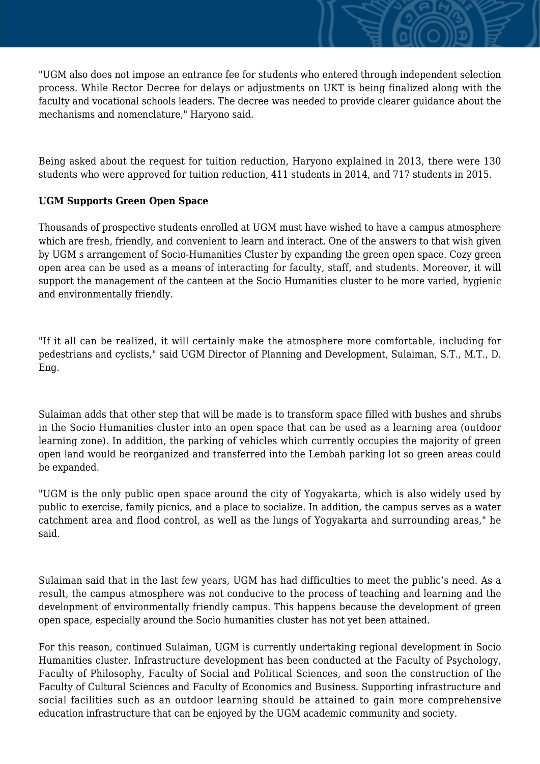"UGM also does not impose an entrance fee for students who entered through independent selection process. While Rector Decree for delays or adjustments on UKT is being finalized along with the faculty and vocational schools leaders. The decree was needed to provide clearer guidance about the mechanisms and nomenclature," Haryono said.

Being asked about the request for tuition reduction, Haryono explained in 2013, there were 130 students who were approved for tuition reduction, 411 students in 2014, and 717 students in 2015.

**UGM Supports Green Open Space**

Thousands of prospective students enrolled at UGM must have wished to have a campus atmosphere which are fresh, friendly, and convenient to learn and interact. One of the answers to that wish given by UGM s arrangement of Socio-Humanities Cluster by expanding the green open space. Cozy green open area can be used as a means of interacting for faculty, staff, and students. Moreover, it will support the management of the canteen at the Socio Humanities cluster to be more varied, hygienic and environmentally friendly.

"If it all can be realized, it will certainly make the atmosphere more comfortable, including for pedestrians and cyclists," said UGM Director of Planning and Development, Sulaiman, S.T., M.T., D. Eng.

Sulaiman adds that other step that will be made is to transform space filled with bushes and shrubs in the Socio Humanities cluster into an open space that can be used as a learning area (outdoor learning zone). In addition, the parking of vehicles which currently occupies the majority of green open land would be reorganized and transferred into the Lembah parking lot so green areas could be expanded.

"UGM is the only public open space around the city of Yogyakarta, which is also widely used by public to exercise, family picnics, and a place to socialize. In addition, the campus serves as a water catchment area and flood control, as well as the lungs of Yogyakarta and surrounding areas," he said.

Sulaiman said that in the last few years, UGM has had difficulties to meet the public's need. As a result, the campus atmosphere was not conducive to the process of teaching and learning and the development of environmentally friendly campus. This happens because the development of green open space, especially around the Socio humanities cluster has not yet been attained.

For this reason, continued Sulaiman, UGM is currently undertaking regional development in Socio Humanities cluster. Infrastructure development has been conducted at the Faculty of Psychology, Faculty of Philosophy, Faculty of Social and Political Sciences, and soon the construction of the Faculty of Cultural Sciences and Faculty of Economics and Business. Supporting infrastructure and social facilities such as an outdoor learning should be attained to gain more comprehensive education infrastructure that can be enjoyed by the UGM academic community and society.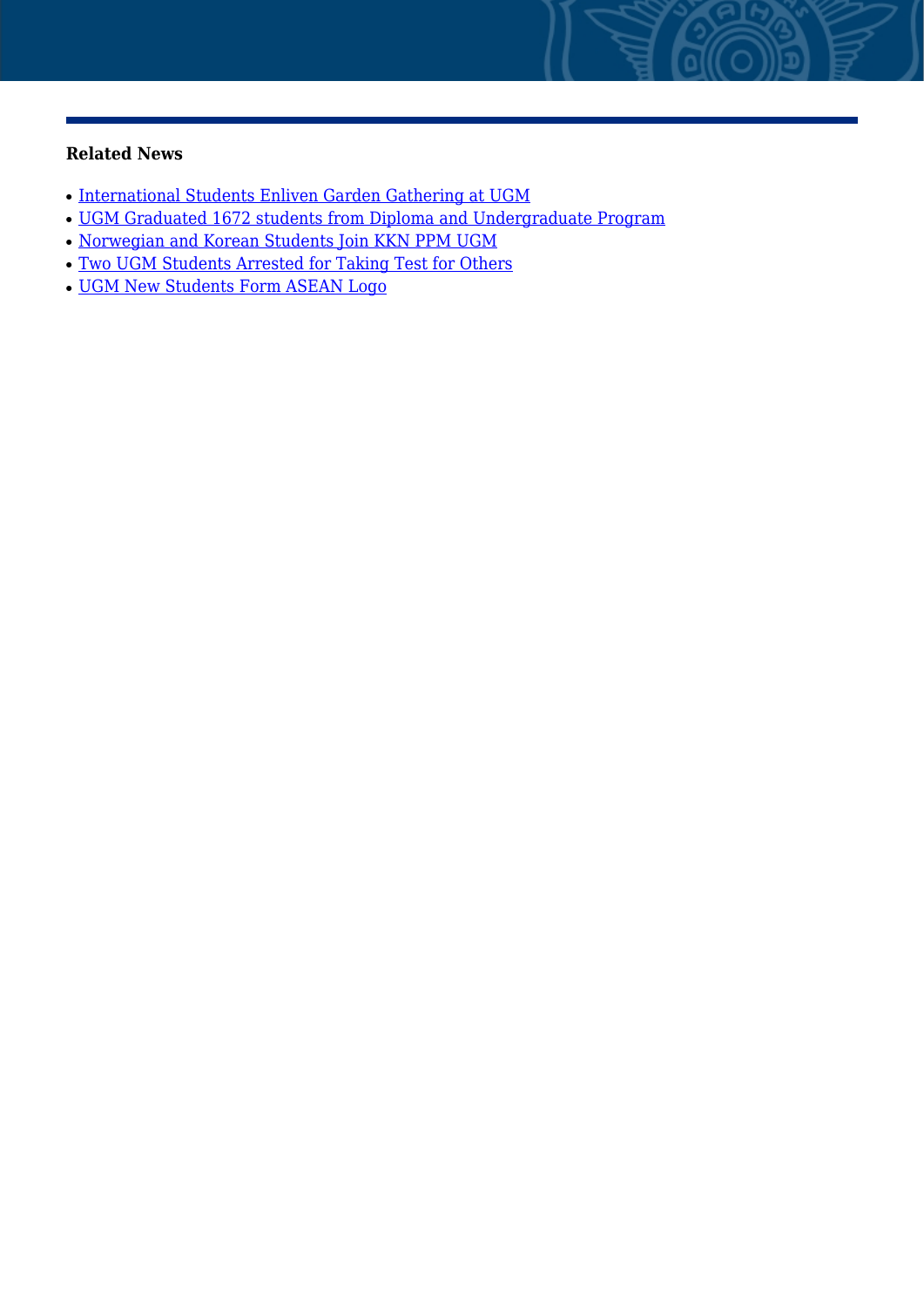### Related News

- International Students Enliven Garden Gathering at UGM
- UGM Graduated 1672 students from Diploma and Undergraduate Program
- Norwegian and Korean Students Join KKN PPM UGM
- Two UGM Students Arrested for Taking Test for Others
- UGM New Students Form ASEAN Logo